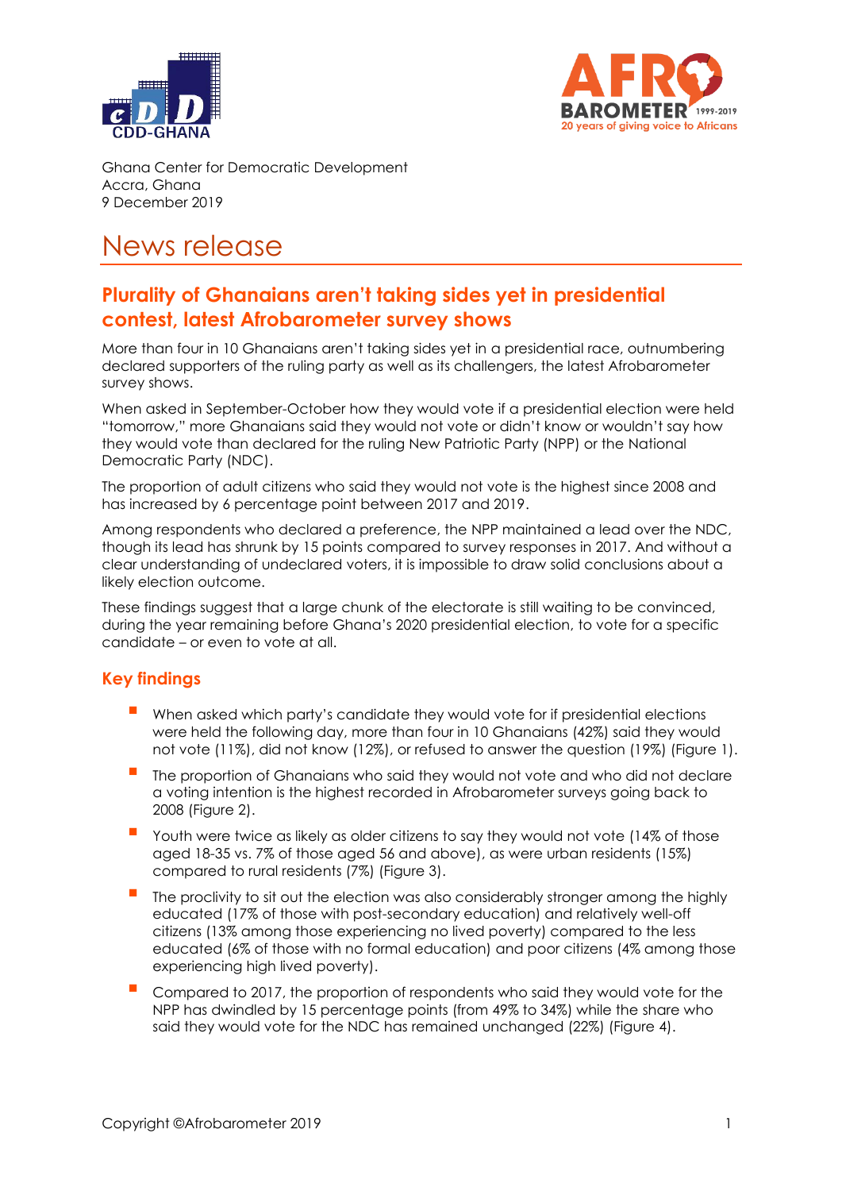Ghana Center for Democratic Development
Accra, Ghana
9 December 2019

# News release

## Plurality of Ghanaians aren't taking sides yet in presidential contest, latest Afrobarometer survey shows

More than four in 10 Ghanaians aren't taking sides yet in a presidential race, outnumbering declared supporters of the ruling party as well as its challengers, the latest Afrobarometer survey shows.

When asked in September-October how they would vote if a presidential election were held "tomorrow," more Ghanaians said they would not vote or didn't know or wouldn't say how they would vote than declared for the ruling New Patriotic Party (NPP) or the National Democratic Party (NDC).

The proportion of adult citizens who said they would not vote is the highest since 2008 and has increased by 6 percentage point between 2017 and 2019.

Among respondents who declared a preference, the NPP maintained a lead over the NDC, though its lead has shrunk by 15 points compared to survey responses in 2017. And without a clear understanding of undeclared voters, it is impossible to draw solid conclusions about a likely election outcome.

These findings suggest that a large chunk of the electorate is still waiting to be convinced, during the year remaining before Ghana's 2020 presidential election, to vote for a specific candidate – or even to vote at all.

### Key findings

- When asked which party's candidate they would vote for if presidential elections were held the following day, more than four in 10 Ghanaians (42%) said they would not vote (11%), did not know (12%), or refused to answer the question (19%) (Figure 1).
- The proportion of Ghanaians who said they would not vote and who did not declare a voting intention is the highest recorded in Afrobarometer surveys going back to 2008 (Figure 2).
- Youth were twice as likely as older citizens to say they would not vote (14% of those aged 18-35 vs. 7% of those aged 56 and above), as were urban residents (15%) compared to rural residents (7%) (Figure 3).
- The proclivity to sit out the election was also considerably stronger among the highly educated (17% of those with post-secondary education) and relatively well-off citizens (13% among those experiencing no lived poverty) compared to the less educated (6% of those with no formal education) and poor citizens (4% among those experiencing high lived poverty).
- Compared to 2017, the proportion of respondents who said they would vote for the NPP has dwindled by 15 percentage points (from 49% to 34%) while the share who said they would vote for the NDC has remained unchanged (22%) (Figure 4).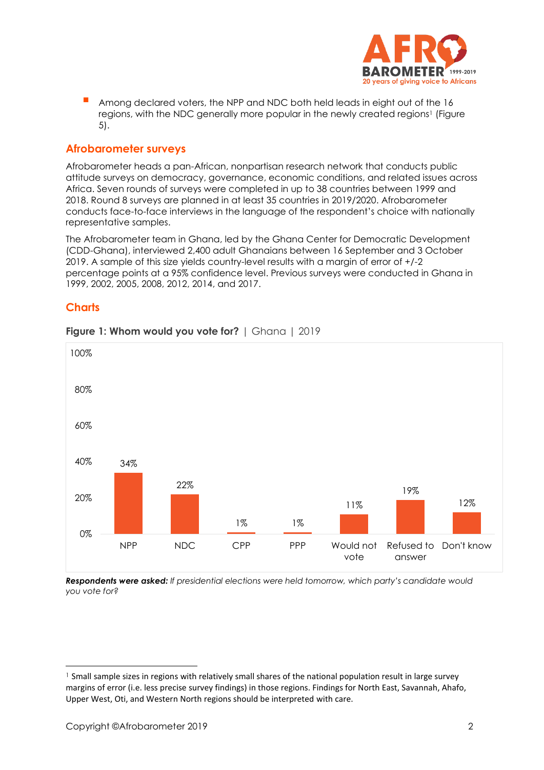- Among declared voters, the NPP and NDC both held leads in eight out of the 16 regions, with the NDC generally more popular in the newly created regions[1] (Figure 5).

## Afrobarometer surveys

Afrobarometer heads a pan-African, nonpartisan research network that conducts public attitude surveys on democracy, governance, economic conditions, and related issues across Africa. Seven rounds of surveys were completed in up to 38 countries between 1999 and 2018. Round 8 surveys are planned in at least 35 countries in 2019/2020. Afrobarometer conducts face-to-face interviews in the language of the respondent's choice with nationally representative samples.

The Afrobarometer team in Ghana, led by the Ghana Center for Democratic Development (CDD-Ghana), interviewed 2,400 adult Ghanaians between 16 September and 3 October 2019. A sample of this size yields country-level results with a margin of error of +/-2 percentage points at a 95% confidence level. Previous surveys were conducted in Ghana in 1999, 2002, 2005, 2008, 2012, 2014, and 2017.

## Charts

**Figure 1: Whom would you vote for?** | Ghana | 2019

| Response | Percent |
|---|---|
| NPP | 34% |
| NDC | 22% |
| CPP | 1% |
| PPP | 1% |
| Would not vote | 11% |
| Refused to answer | 19% |
| Don't know | 12% |

***Respondents were asked:*** *If presidential elections were held tomorrow, which party's candidate would you vote for?*

[1] Small sample sizes in regions with relatively small shares of the national population result in large survey margins of error (i.e. less precise survey findings) in those regions. Findings for North East, Savannah, Ahafo, Upper West, Oti, and Western North regions should be interpreted with care.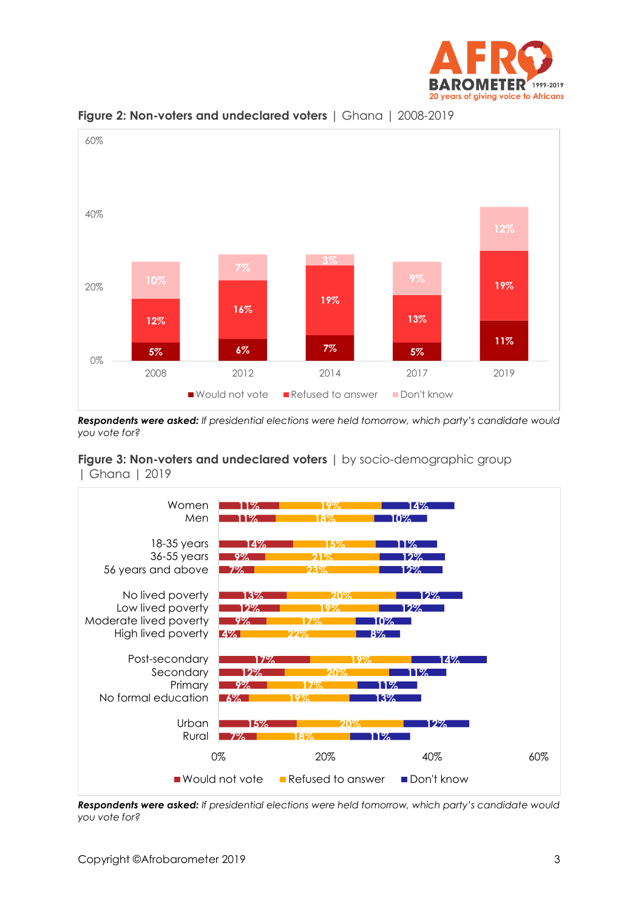**Figure 2: Non-voters and undeclared voters** | Ghana | 2008-2019

| Year | Would not vote | Refused to answer | Don't know |
|---|---|---|---|
| 2008 | 5% | 12% | 10% |
| 2012 | 6% | 16% | 7% |
| 2014 | 7% | 19% | 3% |
| 2017 | 5% | 13% | 9% |
| 2019 | 11% | 19% | 12% |

***Respondents were asked:*** *If presidential elections were held tomorrow, which party's candidate would you vote for?*

**Figure 3: Non-voters and undeclared voters** | by socio-demographic group | Ghana | 2019

| Group | Would not vote | Refused to answer | Don't know |
|---|---|---|---|
| Women | 11% | 19% | 14% |
| Men | 11% | 18% | 10% |
| 18-35 years | 14% | 15% | 11% |
| 36-55 years | 9% | 21% | 12% |
| 56 years and above | 7% | 23% | 12% |
| No lived poverty | 13% | 20% | 12% |
| Low lived poverty | 12% | 19% | 12% |
| Moderate lived poverty | 9% | 17% | 10% |
| High lived poverty | 4% | 22% | 8% |
| Post-secondary | 17% | 19% | 14% |
| Secondary | 12% | 20% | 11% |
| Primary | 9% | 17% | 11% |
| No formal education | 6% | 19% | 13% |
| Urban | 15% | 20% | 12% |
| Rural | 7% | 18% | 11% |

***Respondents were asked:*** *If presidential elections were held tomorrow, which party's candidate would you vote for?*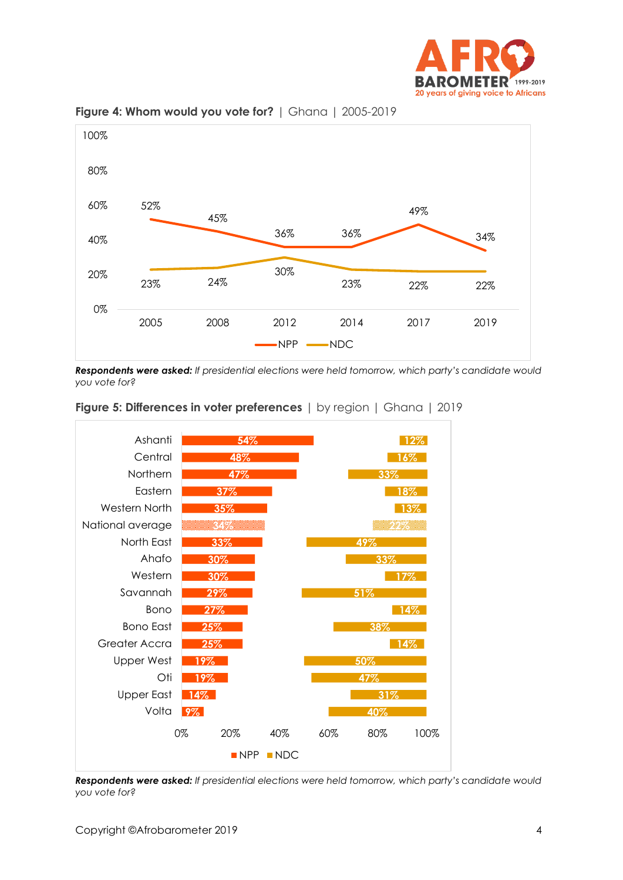**Figure 4: Whom would you vote for?** | Ghana | 2005-2019

| | 2005 | 2008 | 2012 | 2014 | 2017 | 2019 |
|---|---|---|---|---|---|---|
| NPP | 52% | 45% | 36% | 36% | 49% | 34% |
| NDC | 23% | 24% | 30% | 23% | 22% | 22% |

***Respondents were asked:*** *If presidential elections were held tomorrow, which party's candidate would you vote for?*

**Figure 5: Differences in voter preferences** | by region | Ghana | 2019

| Region | NPP | NDC |
|---|---|---|
| Ashanti | 54% | 12% |
| Central | 48% | 16% |
| Northern | 47% | 33% |
| Eastern | 37% | 18% |
| Western North | 35% | 13% |
| National average | 34% | 22% |
| North East | 33% | 49% |
| Ahafo | 30% | 33% |
| Western | 30% | 17% |
| Savannah | 29% | 51% |
| Bono | 27% | 14% |
| Bono East | 25% | 38% |
| Greater Accra | 25% | 14% |
| Upper West | 19% | 50% |
| Oti | 19% | 47% |
| Upper East | 14% | 31% |
| Volta | 9% | 40% |

***Respondents were asked:*** *If presidential elections were held tomorrow, which party's candidate would you vote for?*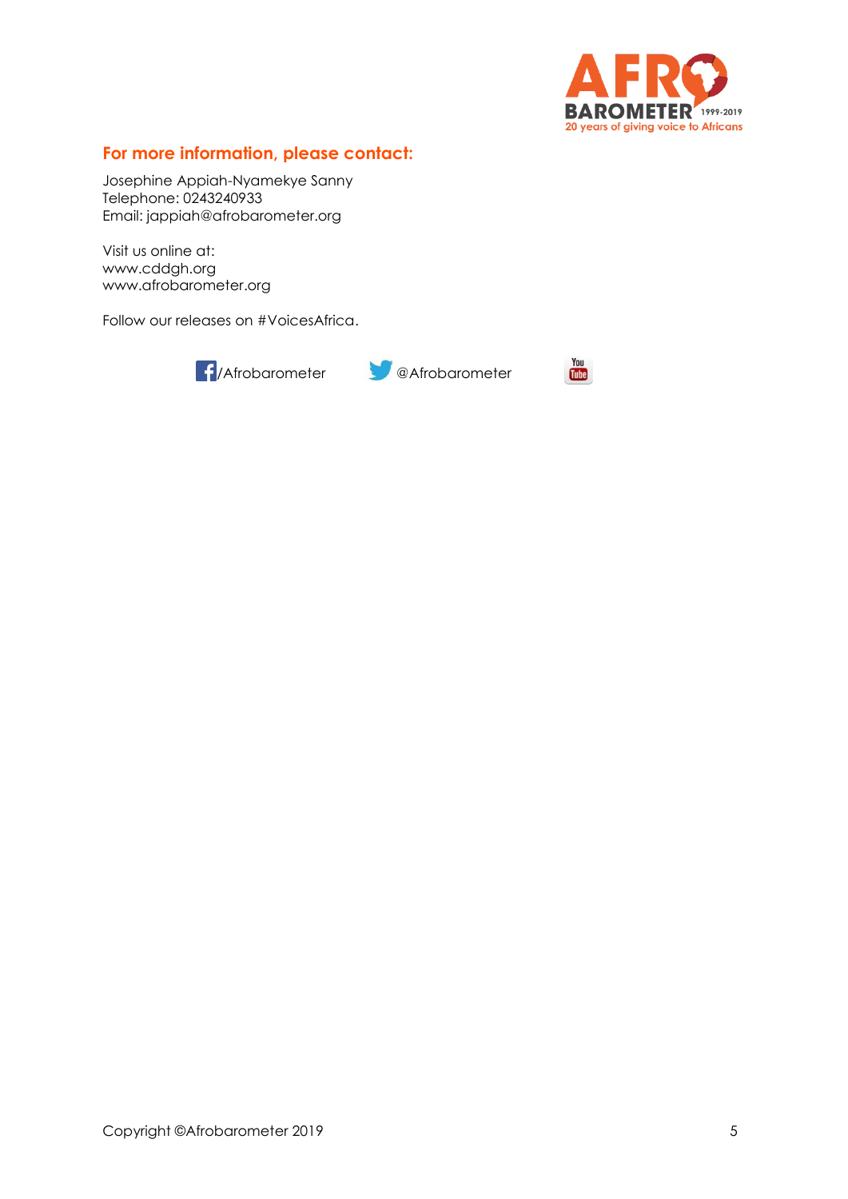## For more information, please contact:

Josephine Appiah-Nyamekye Sanny
Telephone: 0243240933
Email: jappiah@afrobarometer.org

Visit us online at:
www.cddgh.org
www.afrobarometer.org

Follow our releases on #VoicesAfrica.

/Afrobarometer @Afrobarometer

Copyright ©Afrobarometer 2019